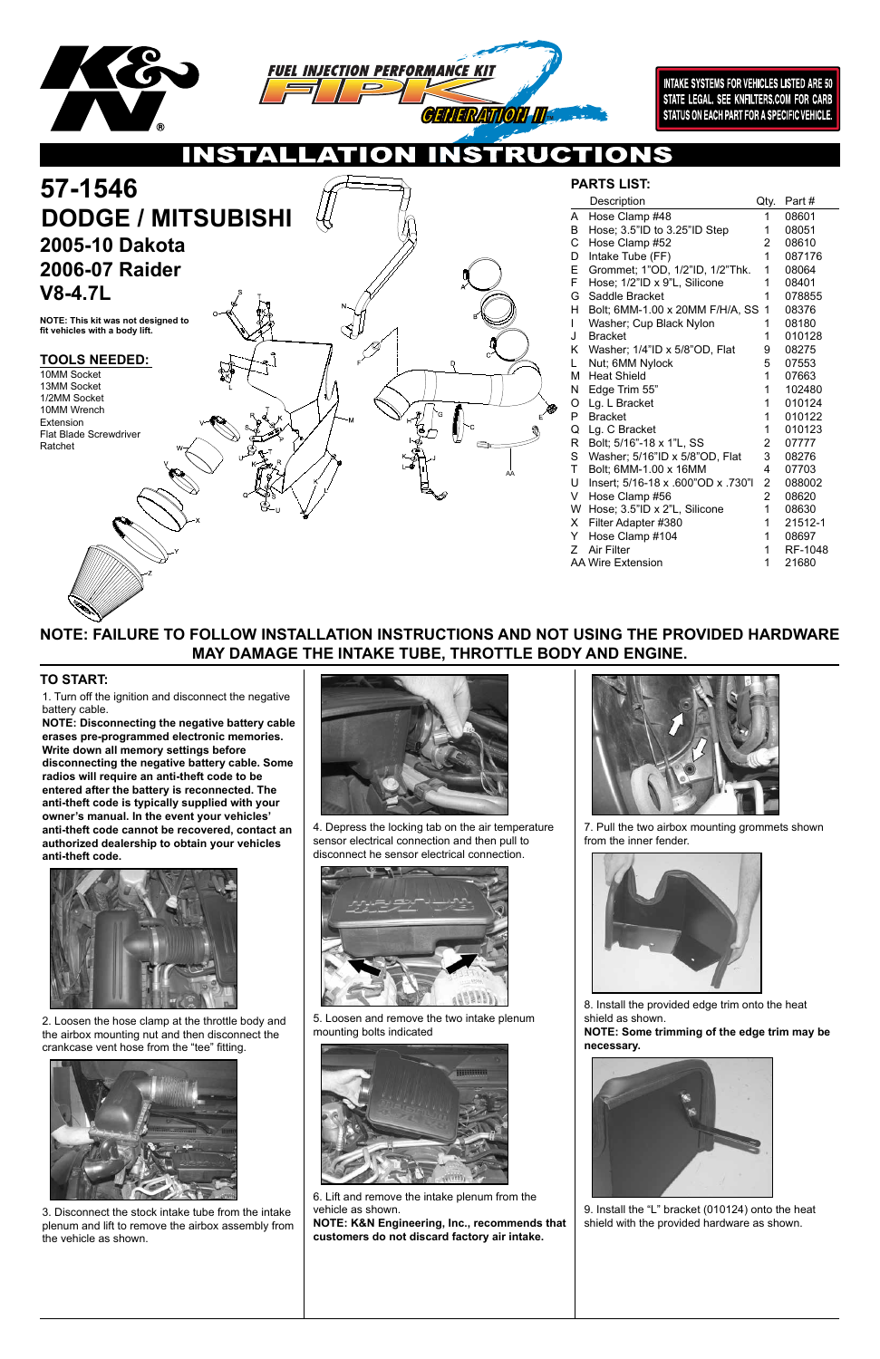FUEL INJECTION PERFORMANCE KIT FIPK GENERATION II

INTAKE SYSTEMS FOR VEHICLES LISTED ARE 50 STATE LEGAL. SEE KNFILTERS.COM FOR CARB STATUS ON EACH PART FOR A SPECIFIC VEHICLE.

# INSTALLATION INSTRUCTIONS

# 57-1546

# DODGE / MITSUBISHI

## 2005-10 Dakota
## 2006-07 Raider
## V8-4.7L

**NOTE: This kit was not designed to fit vehicles with a body lift.**

### TOOLS NEEDED:

- 10MM Socket
- 13MM Socket
- 1/2MM Socket
- 10MM Wrench
- Extension
- Flat Blade Screwdriver
- Ratchet

### PARTS LIST:

| | Description | Qty. | Part # |
|---|---|---|---|
| A | Hose Clamp #48 | 1 | 08601 |
| B | Hose; 3.5"ID to 3.25"ID Step | 1 | 08051 |
| C | Hose Clamp #52 | 2 | 08610 |
| D | Intake Tube (FF) | 1 | 087176 |
| E | Grommet; 1"OD, 1/2"ID, 1/2"Thk. | 1 | 08064 |
| F | Hose; 1/2"ID x 9"L, Silicone | 1 | 08401 |
| G | Saddle Bracket | 1 | 078855 |
| H | Bolt; 6MM-1.00 x 20MM F/H/A, SS | 1 | 08376 |
| I | Washer; Cup Black Nylon | 1 | 08180 |
| J | Bracket | 1 | 010128 |
| K | Washer; 1/4"ID x 5/8"OD, Flat | 9 | 08275 |
| L | Nut; 6MM Nylock | 5 | 07553 |
| M | Heat Shield | 1 | 07663 |
| N | Edge Trim 55" | 1 | 102480 |
| O | Lg. L Bracket | 1 | 010124 |
| P | Bracket | 1 | 010122 |
| Q | Lg. C Bracket | 1 | 010123 |
| R | Bolt; 5/16"-18 x 1"L, SS | 2 | 07777 |
| S | Washer; 5/16"ID x 5/8"OD, Flat | 3 | 08276 |
| T | Bolt; 6MM-1.00 x 16MM | 4 | 07703 |
| U | Insert; 5/16-18 x .600"OD x .730"l | 2 | 088002 |
| V | Hose Clamp #56 | 2 | 08620 |
| W | Hose; 3.5"ID x 2"L, Silicone | 1 | 08630 |
| X | Filter Adapter #380 | 1 | 21512-1 |
| Y | Hose Clamp #104 | 1 | 08697 |
| Z | Air Filter | 1 | RF-1048 |
| AA | Wire Extension | 1 | 21680 |

**NOTE: FAILURE TO FOLLOW INSTALLATION INSTRUCTIONS AND NOT USING THE PROVIDED HARDWARE MAY DAMAGE THE INTAKE TUBE, THROTTLE BODY AND ENGINE.**

### TO START:

1. Turn off the ignition and disconnect the negative battery cable.

**NOTE: Disconnecting the negative battery cable erases pre-programmed electronic memories. Write down all memory settings before disconnecting the negative battery cable. Some radios will require an anti-theft code to be entered after the battery is reconnected. The anti-theft code is typically supplied with your owner's manual. In the event your vehicles' anti-theft code cannot be recovered, contact an authorized dealership to obtain your vehicles anti-theft code.**

2. Loosen the hose clamp at the throttle body and the airbox mounting nut and then disconnect the crankcase vent hose from the "tee" fitting.

3. Disconnect the stock intake tube from the intake plenum and lift to remove the airbox assembly from the vehicle as shown.

4. Depress the locking tab on the air temperature sensor electrical connection and then pull to disconnect he sensor electrical connection.

5. Loosen and remove the two intake plenum mounting bolts indicated

6. Lift and remove the intake plenum from the vehicle as shown.

**NOTE: K&N Engineering, Inc., recommends that customers do not discard factory air intake.**

7. Pull the two airbox mounting grommets shown from the inner fender.

8. Install the provided edge trim onto the heat shield as shown.

**NOTE: Some trimming of the edge trim may be necessary.**

9. Install the "L" bracket (010124) onto the heat shield with the provided hardware as shown.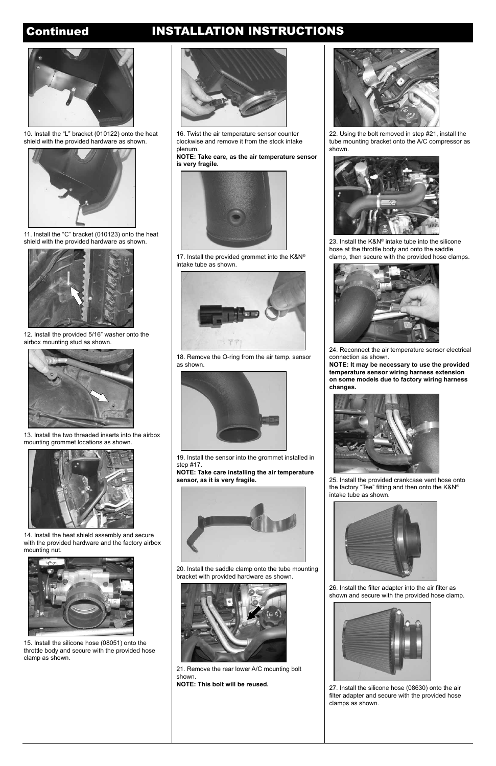# Continued INSTALLATION INSTRUCTIONS

10. Install the “L” bracket (010122) onto the heat shield with the provided hardware as shown.

11. Install the “C” bracket (010123) onto the heat shield with the provided hardware as shown.

12. Install the provided 5/16” washer onto the airbox mounting stud as shown.

13. Install the two threaded inserts into the airbox mounting grommet locations as shown.

14. Install the heat shield assembly and secure with the provided hardware and the factory airbox mounting nut.

15. Install the silicone hose (08051) onto the throttle body and secure with the provided hose clamp as shown.

16. Twist the air temperature sensor counter clockwise and remove it from the stock intake plenum.
**NOTE: Take care, as the air temperature sensor is very fragile.**

17. Install the provided grommet into the K&N® intake tube as shown.

18. Remove the O-ring from the air temp. sensor as shown.

19. Install the sensor into the grommet installed in step #17.
**NOTE: Take care installing the air temperature sensor, as it is very fragile.**

20. Install the saddle clamp onto the tube mounting bracket with provided hardware as shown.

21. Remove the rear lower A/C mounting bolt shown.
**NOTE: This bolt will be reused.**

22. Using the bolt removed in step #21, install the tube mounting bracket onto the A/C compressor as shown.

23. Install the K&N® intake tube into the silicone hose at the throttle body and onto the saddle clamp, then secure with the provided hose clamps.

24. Reconnect the air temperature sensor electrical connection as shown.
**NOTE: It may be necessary to use the provided temperature sensor wiring harness extension on some models due to factory wiring harness changes.**

25. Install the provided crankcase vent hose onto the factory “Tee” fitting and then onto the K&N® intake tube as shown.

26. Install the filter adapter into the air filter as shown and secure with the provided hose clamp.

27. Install the silicone hose (08630) onto the air filter adapter and secure with the provided hose clamps as shown.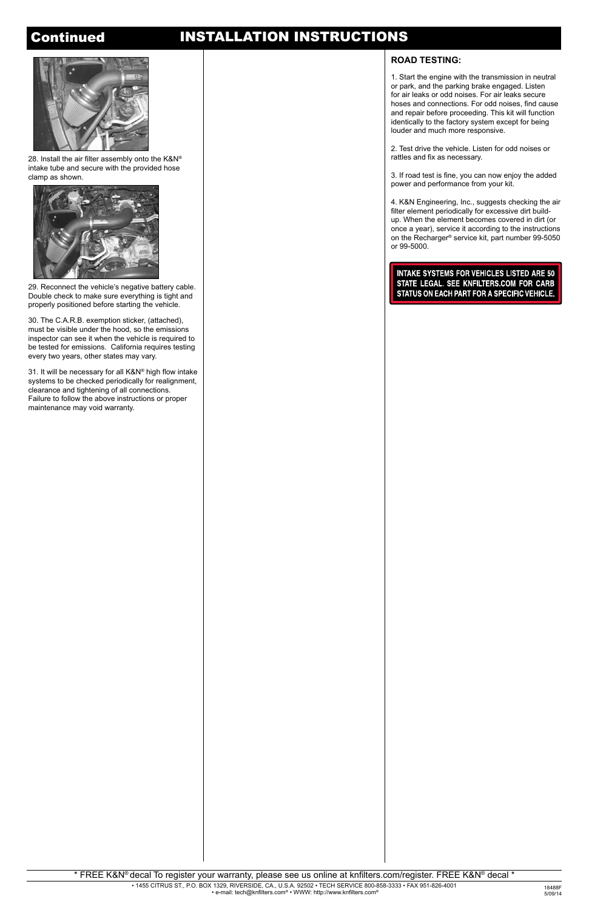# Continued INSTALLATION INSTRUCTIONS

28. Install the air filter assembly onto the K&N® intake tube and secure with the provided hose clamp as shown.

29. Reconnect the vehicle's negative battery cable. Double check to make sure everything is tight and properly positioned before starting the vehicle.

30. The C.A.R.B. exemption sticker, (attached), must be visible under the hood, so the emissions inspector can see it when the vehicle is required to be tested for emissions. California requires testing every two years, other states may vary.

31. It will be necessary for all K&N® high flow intake systems to be checked periodically for realignment, clearance and tightening of all connections. Failure to follow the above instructions or proper maintenance may void warranty.

**ROAD TESTING:**

1. Start the engine with the transmission in neutral or park, and the parking brake engaged. Listen for air leaks or odd noises. For air leaks secure hoses and connections. For odd noises, find cause and repair before proceeding. This kit will function identically to the factory system except for being louder and much more responsive.

2. Test drive the vehicle. Listen for odd noises or rattles and fix as necessary.

3. If road test is fine, you can now enjoy the added power and performance from your kit.

4. K&N Engineering, Inc., suggests checking the air filter element periodically for excessive dirt build-up. When the element becomes covered in dirt (or once a year), service it according to the instructions on the Recharger® service kit, part number 99-5050 or 99-5000.

**INTAKE SYSTEMS FOR VEHICLES LISTED ARE 50 STATE LEGAL. SEE KNFILTERS.COM FOR CARB STATUS ON EACH PART FOR A SPECIFIC VEHICLE.**

* FREE K&N® decal To register your warranty, please see us online at knfilters.com/register. FREE K&N® decal *

• 1455 CITRUS ST., P.O. BOX 1329, RIVERSIDE, CA., U.S.A. 92502 • TECH SERVICE 800-858-3333 • FAX 951-826-4001
• e-mail: tech@knfilters.com® • WWW: http://www.knfilters.com®

18488F
5/09/14